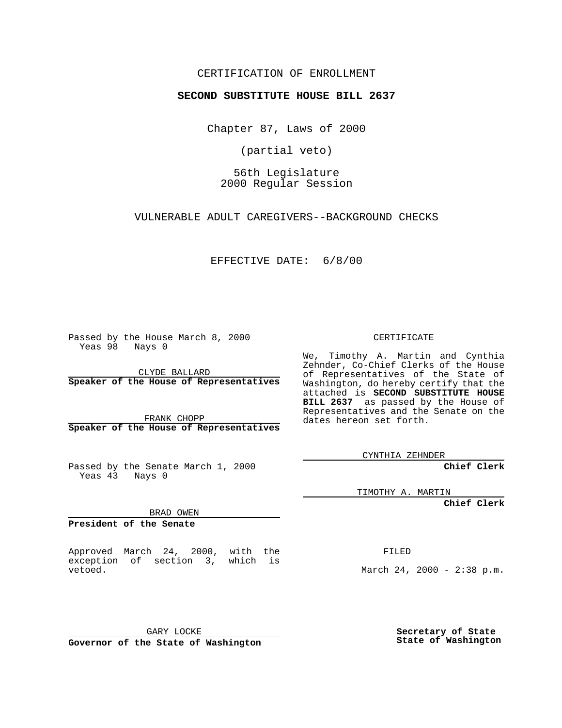CERTIFICATION OF ENROLLMENT

# SECOND SUBSTITUTE HOUSE BILL 2637

Chapter 87, Laws of 2000

(partial veto)

56th Legislature
2000 Regular Session

VULNERABLE ADULT CAREGIVERS--BACKGROUND CHECKS

EFFECTIVE DATE: 6/8/00

Passed by the House March 8, 2000
Yeas 98 Nays 0

CLYDE BALLARD
**Speaker of the House of Representatives**

FRANK CHOPP
**Speaker of the House of Representatives**

Passed by the Senate March 1, 2000
Yeas 43 Nays 0

BRAD OWEN
**President of the Senate**

Approved March 24, 2000, with the exception of section 3, which is vetoed.

GARY LOCKE
**Governor of the State of Washington**

CERTIFICATE

We, Timothy A. Martin and Cynthia Zehnder, Co-Chief Clerks of the House of Representatives of the State of Washington, do hereby certify that the attached is **SECOND SUBSTITUTE HOUSE BILL 2637** as passed by the House of Representatives and the Senate on the dates hereon set forth.

CYNTHIA ZEHNDER
**Chief Clerk**

TIMOTHY A. MARTIN
**Chief Clerk**

FILED

March 24, 2000 - 2:38 p.m.

**Secretary of State**
**State of Washington**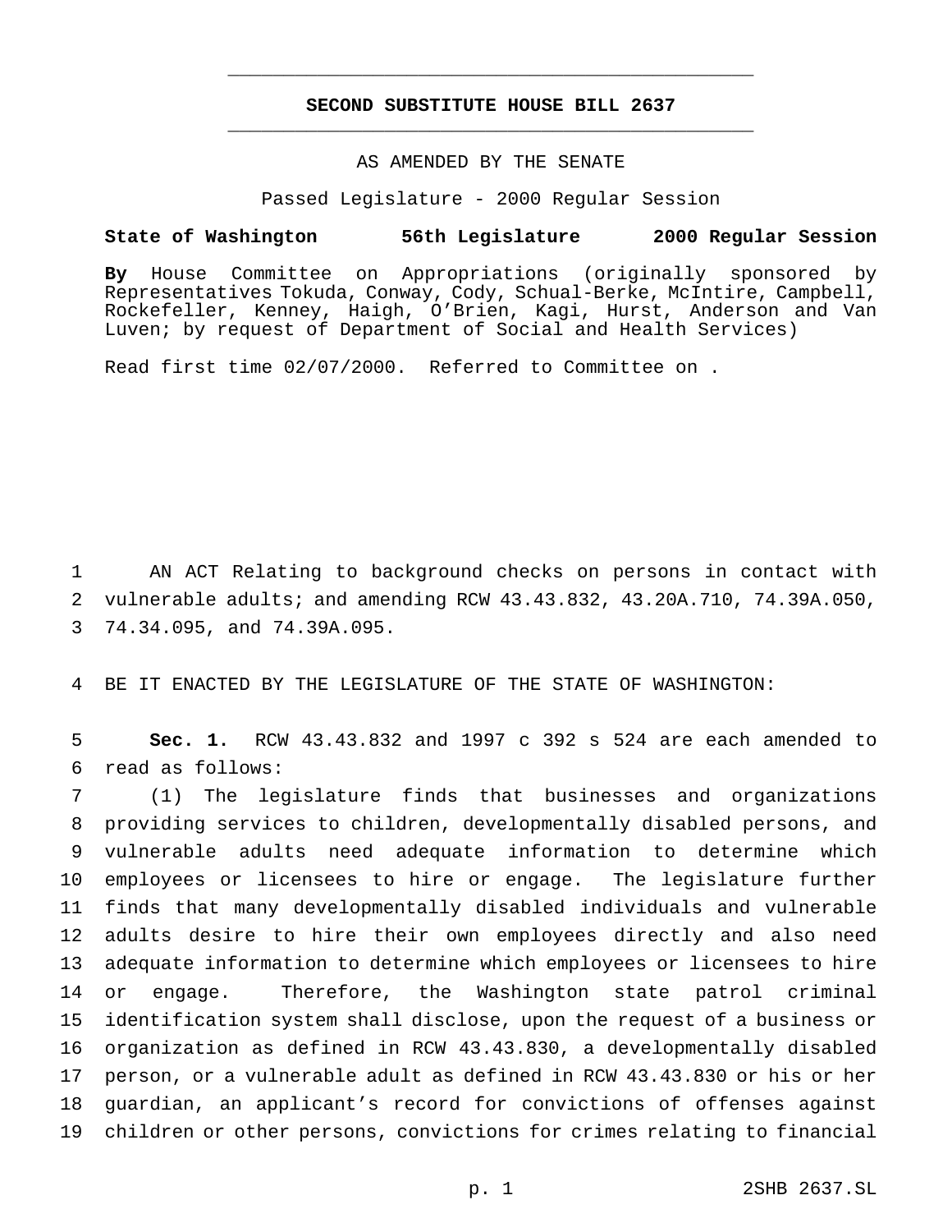**SECOND SUBSTITUTE HOUSE BILL 2637**

AS AMENDED BY THE SENATE

Passed Legislature - 2000 Regular Session

**State of Washington 56th Legislature 2000 Regular Session**

**By** House Committee on Appropriations (originally sponsored by Representatives Tokuda, Conway, Cody, Schual-Berke, McIntire, Campbell, Rockefeller, Kenney, Haigh, O'Brien, Kagi, Hurst, Anderson and Van Luven; by request of Department of Social and Health Services)

Read first time 02/07/2000. Referred to Committee on .

AN ACT Relating to background checks on persons in contact with vulnerable adults; and amending RCW 43.43.832, 43.20A.710, 74.39A.050, 74.34.095, and 74.39A.095.

BE IT ENACTED BY THE LEGISLATURE OF THE STATE OF WASHINGTON:

**Sec. 1.** RCW 43.43.832 and 1997 c 392 s 524 are each amended to read as follows:

(1) The legislature finds that businesses and organizations providing services to children, developmentally disabled persons, and vulnerable adults need adequate information to determine which employees or licensees to hire or engage. The legislature further finds that many developmentally disabled individuals and vulnerable adults desire to hire their own employees directly and also need adequate information to determine which employees or licensees to hire or engage. Therefore, the Washington state patrol criminal identification system shall disclose, upon the request of a business or organization as defined in RCW 43.43.830, a developmentally disabled person, or a vulnerable adult as defined in RCW 43.43.830 or his or her guardian, an applicant's record for convictions of offenses against children or other persons, convictions for crimes relating to financial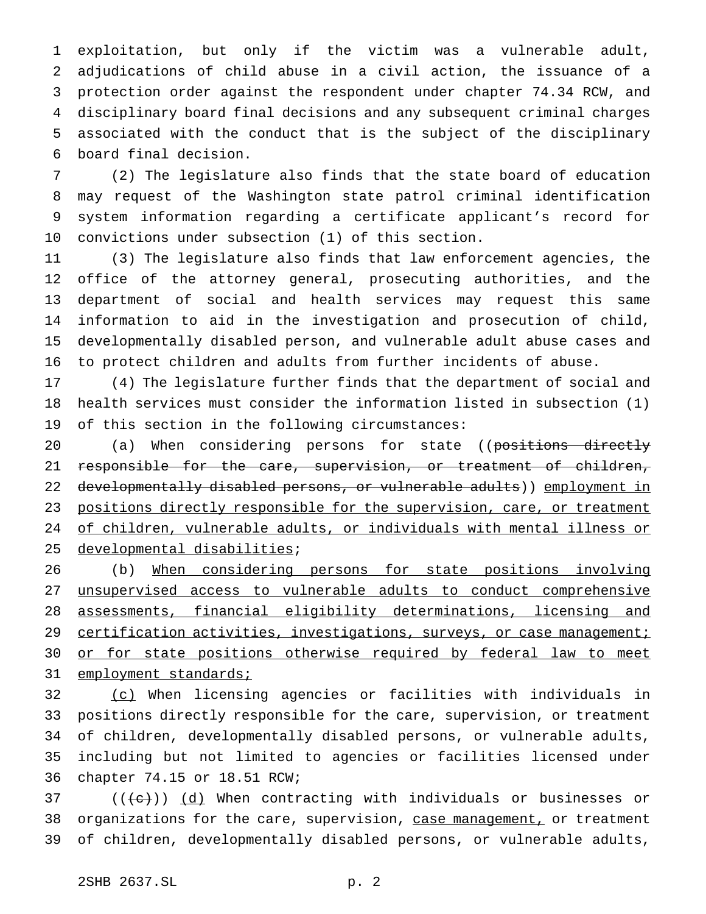exploitation, but only if the victim was a vulnerable adult, adjudications of child abuse in a civil action, the issuance of a protection order against the respondent under chapter 74.34 RCW, and disciplinary board final decisions and any subsequent criminal charges associated with the conduct that is the subject of the disciplinary board final decision.

(2) The legislature also finds that the state board of education may request of the Washington state patrol criminal identification system information regarding a certificate applicant's record for convictions under subsection (1) of this section.

(3) The legislature also finds that law enforcement agencies, the office of the attorney general, prosecuting authorities, and the department of social and health services may request this same information to aid in the investigation and prosecution of child, developmentally disabled person, and vulnerable adult abuse cases and to protect children and adults from further incidents of abuse.

(4) The legislature further finds that the department of social and health services must consider the information listed in subsection (1) of this section in the following circumstances:

(a) When considering persons for state ((~~positions directly responsible for the care, supervision, or treatment of children, developmentally disabled persons, or vulnerable adults~~)) employment in positions directly responsible for the supervision, care, or treatment of children, vulnerable adults, or individuals with mental illness or developmental disabilities;

(b) When considering persons for state positions involving unsupervised access to vulnerable adults to conduct comprehensive assessments, financial eligibility determinations, licensing and certification activities, investigations, surveys, or case management; or for state positions otherwise required by federal law to meet employment standards;

(c) When licensing agencies or facilities with individuals in positions directly responsible for the care, supervision, or treatment of children, developmentally disabled persons, or vulnerable adults, including but not limited to agencies or facilities licensed under chapter 74.15 or 18.51 RCW;

((~~(c)~~)) (d) When contracting with individuals or businesses or organizations for the care, supervision, case management, or treatment of children, developmentally disabled persons, or vulnerable adults,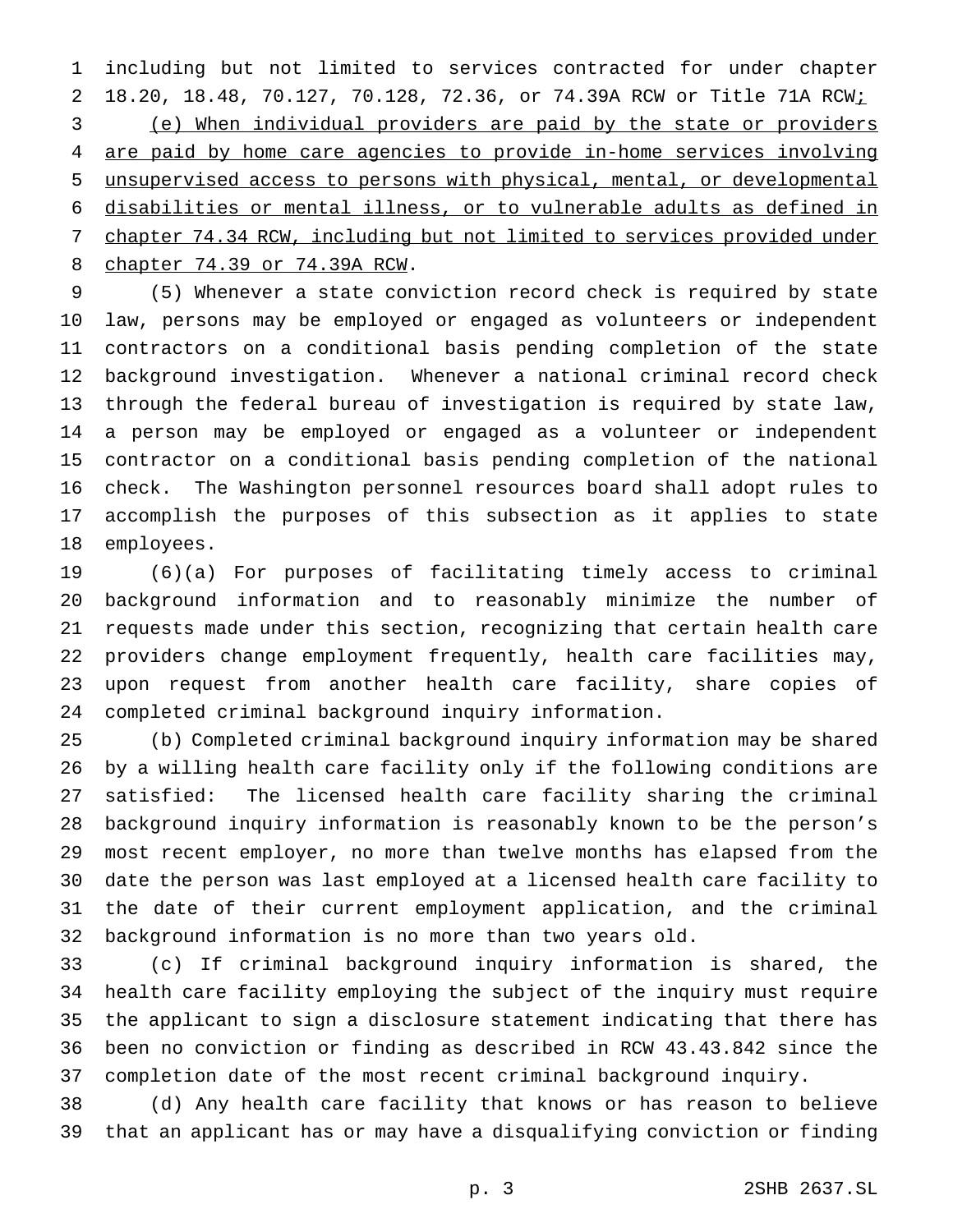including but not limited to services contracted for under chapter 18.20, 18.48, 70.127, 70.128, 72.36, or 74.39A RCW or Title 71A RCW<u>;</u>

<u>(e) When individual providers are paid by the state or providers are paid by home care agencies to provide in-home services involving unsupervised access to persons with physical, mental, or developmental disabilities or mental illness, or to vulnerable adults as defined in chapter 74.34 RCW, including but not limited to services provided under chapter 74.39 or 74.39A RCW</u>.

(5) Whenever a state conviction record check is required by state law, persons may be employed or engaged as volunteers or independent contractors on a conditional basis pending completion of the state background investigation. Whenever a national criminal record check through the federal bureau of investigation is required by state law, a person may be employed or engaged as a volunteer or independent contractor on a conditional basis pending completion of the national check. The Washington personnel resources board shall adopt rules to accomplish the purposes of this subsection as it applies to state employees.

(6)(a) For purposes of facilitating timely access to criminal background information and to reasonably minimize the number of requests made under this section, recognizing that certain health care providers change employment frequently, health care facilities may, upon request from another health care facility, share copies of completed criminal background inquiry information.

(b) Completed criminal background inquiry information may be shared by a willing health care facility only if the following conditions are satisfied: The licensed health care facility sharing the criminal background inquiry information is reasonably known to be the person's most recent employer, no more than twelve months has elapsed from the date the person was last employed at a licensed health care facility to the date of their current employment application, and the criminal background information is no more than two years old.

(c) If criminal background inquiry information is shared, the health care facility employing the subject of the inquiry must require the applicant to sign a disclosure statement indicating that there has been no conviction or finding as described in RCW 43.43.842 since the completion date of the most recent criminal background inquiry.

(d) Any health care facility that knows or has reason to believe that an applicant has or may have a disqualifying conviction or finding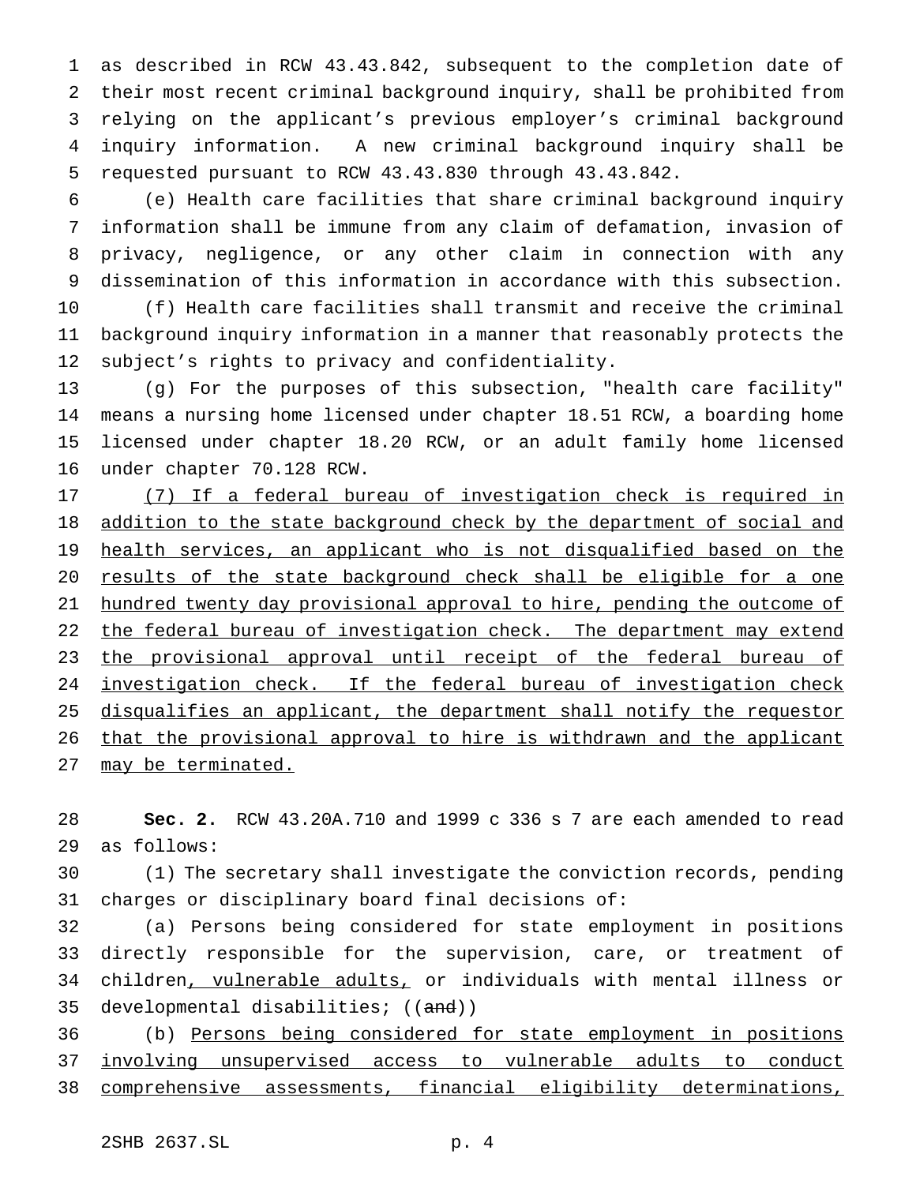as described in RCW 43.43.842, subsequent to the completion date of their most recent criminal background inquiry, shall be prohibited from relying on the applicant's previous employer's criminal background inquiry information. A new criminal background inquiry shall be requested pursuant to RCW 43.43.830 through 43.43.842.

(e) Health care facilities that share criminal background inquiry information shall be immune from any claim of defamation, invasion of privacy, negligence, or any other claim in connection with any dissemination of this information in accordance with this subsection.

(f) Health care facilities shall transmit and receive the criminal background inquiry information in a manner that reasonably protects the subject's rights to privacy and confidentiality.

(g) For the purposes of this subsection, "health care facility" means a nursing home licensed under chapter 18.51 RCW, a boarding home licensed under chapter 18.20 RCW, or an adult family home licensed under chapter 70.128 RCW.

<u>(7) If a federal bureau of investigation check is required in addition to the state background check by the department of social and health services, an applicant who is not disqualified based on the results of the state background check shall be eligible for a one hundred twenty day provisional approval to hire, pending the outcome of the federal bureau of investigation check. The department may extend the provisional approval until receipt of the federal bureau of investigation check. If the federal bureau of investigation check disqualifies an applicant, the department shall notify the requestor that the provisional approval to hire is withdrawn and the applicant may be terminated.</u>

**Sec. 2.** RCW 43.20A.710 and 1999 c 336 s 7 are each amended to read as follows:

(1) The secretary shall investigate the conviction records, pending charges or disciplinary board final decisions of:

(a) Persons being considered for state employment in positions directly responsible for the supervision, care, or treatment of children<u>, vulnerable adults,</u> or individuals with mental illness or developmental disabilities; ((~~and~~))

(b) <u>Persons being considered for state employment in positions involving unsupervised access to vulnerable adults to conduct comprehensive assessments, financial eligibility determinations,</u>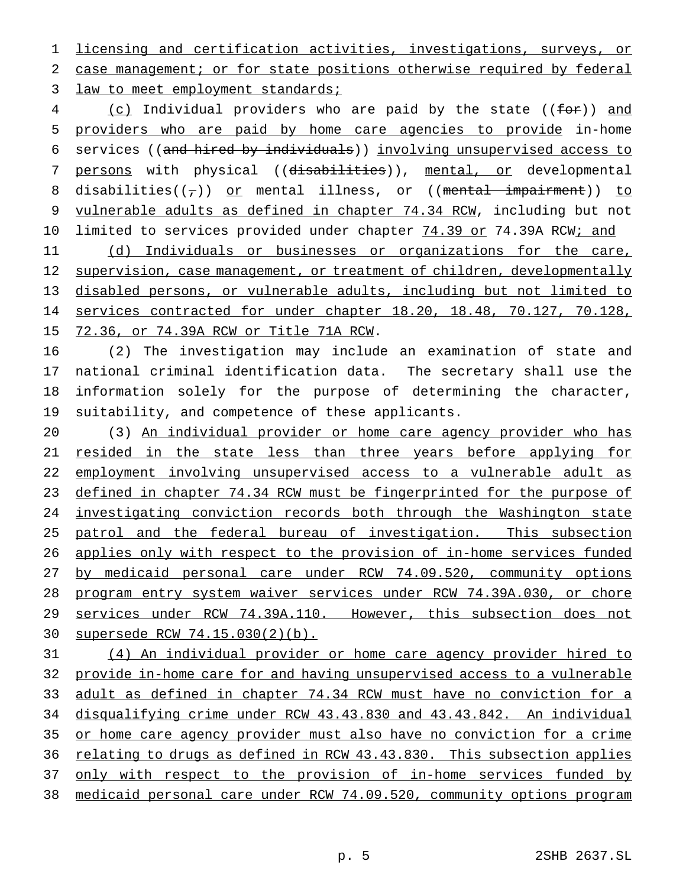licensing and certification activities, investigations, surveys, or case management; or for state positions otherwise required by federal law to meet employment standards;

(c) Individual providers who are paid by the state ((for)) and providers who are paid by home care agencies to provide in-home services ((and hired by individuals)) involving unsupervised access to persons with physical ((disabilities)), mental, or developmental disabilities((,)) or mental illness, or ((mental impairment)) to vulnerable adults as defined in chapter 74.34 RCW, including but not limited to services provided under chapter 74.39 or 74.39A RCW; and

(d) Individuals or businesses or organizations for the care, supervision, case management, or treatment of children, developmentally disabled persons, or vulnerable adults, including but not limited to services contracted for under chapter 18.20, 18.48, 70.127, 70.128, 72.36, or 74.39A RCW or Title 71A RCW.

(2) The investigation may include an examination of state and national criminal identification data. The secretary shall use the information solely for the purpose of determining the character, suitability, and competence of these applicants.

(3) An individual provider or home care agency provider who has resided in the state less than three years before applying for employment involving unsupervised access to a vulnerable adult as defined in chapter 74.34 RCW must be fingerprinted for the purpose of investigating conviction records both through the Washington state patrol and the federal bureau of investigation. This subsection applies only with respect to the provision of in-home services funded by medicaid personal care under RCW 74.09.520, community options program entry system waiver services under RCW 74.39A.030, or chore services under RCW 74.39A.110. However, this subsection does not supersede RCW 74.15.030(2)(b).

(4) An individual provider or home care agency provider hired to provide in-home care for and having unsupervised access to a vulnerable adult as defined in chapter 74.34 RCW must have no conviction for a disqualifying crime under RCW 43.43.830 and 43.43.842. An individual or home care agency provider must also have no conviction for a crime relating to drugs as defined in RCW 43.43.830. This subsection applies only with respect to the provision of in-home services funded by medicaid personal care under RCW 74.09.520, community options program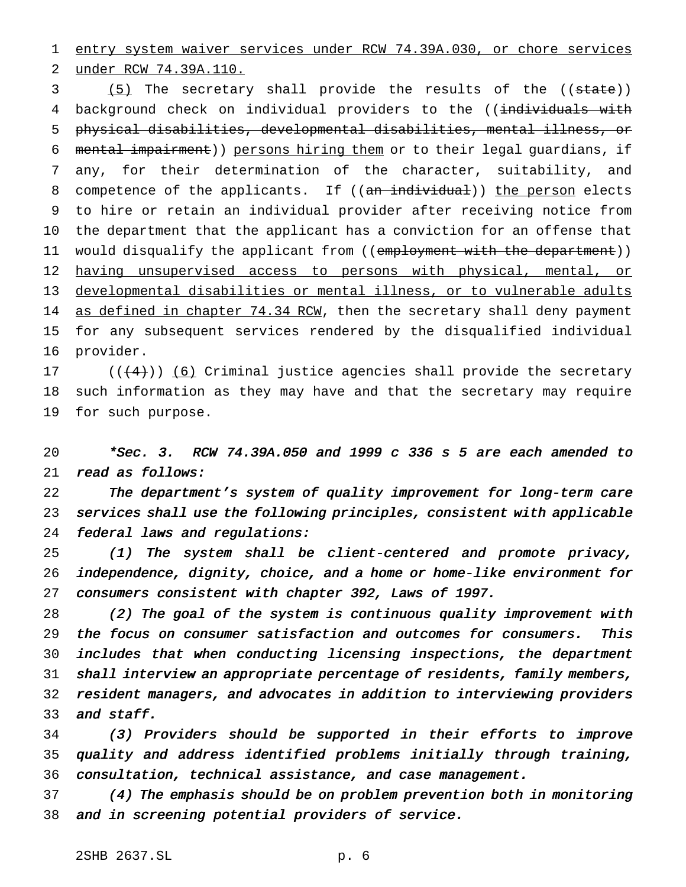entry system waiver services under RCW 74.39A.030, or chore services under RCW 74.39A.110.

(5) The secretary shall provide the results of the ((state)) background check on individual providers to the ((individuals with physical disabilities, developmental disabilities, mental illness, or mental impairment)) persons hiring them or to their legal guardians, if any, for their determination of the character, suitability, and competence of the applicants. If ((an individual)) the person elects to hire or retain an individual provider after receiving notice from the department that the applicant has a conviction for an offense that would disqualify the applicant from ((employment with the department)) having unsupervised access to persons with physical, mental, or developmental disabilities or mental illness, or to vulnerable adults as defined in chapter 74.34 RCW, then the secretary shall deny payment for any subsequent services rendered by the disqualified individual provider.

(((4))) (6) Criminal justice agencies shall provide the secretary such information as they may have and that the secretary may require for such purpose.

*\*Sec. 3. RCW 74.39A.050 and 1999 c 336 s 5 are each amended to read as follows:*

*The department's system of quality improvement for long-term care services shall use the following principles, consistent with applicable federal laws and regulations:*

*(1) The system shall be client-centered and promote privacy, independence, dignity, choice, and a home or home-like environment for consumers consistent with chapter 392, Laws of 1997.*

*(2) The goal of the system is continuous quality improvement with the focus on consumer satisfaction and outcomes for consumers. This includes that when conducting licensing inspections, the department shall interview an appropriate percentage of residents, family members, resident managers, and advocates in addition to interviewing providers and staff.*

*(3) Providers should be supported in their efforts to improve quality and address identified problems initially through training, consultation, technical assistance, and case management.*

*(4) The emphasis should be on problem prevention both in monitoring and in screening potential providers of service.*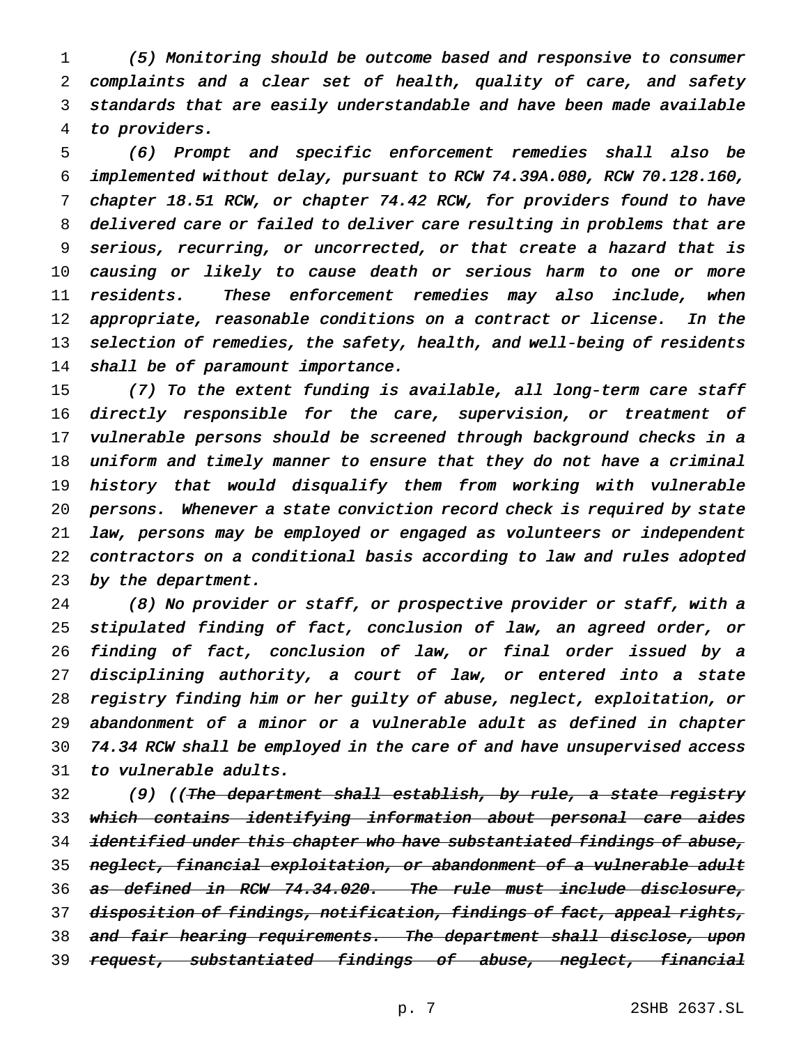*(5) Monitoring should be outcome based and responsive to consumer complaints and a clear set of health, quality of care, and safety standards that are easily understandable and have been made available to providers.*

*(6) Prompt and specific enforcement remedies shall also be implemented without delay, pursuant to RCW 74.39A.080, RCW 70.128.160, chapter 18.51 RCW, or chapter 74.42 RCW, for providers found to have delivered care or failed to deliver care resulting in problems that are serious, recurring, or uncorrected, or that create a hazard that is causing or likely to cause death or serious harm to one or more residents. These enforcement remedies may also include, when appropriate, reasonable conditions on a contract or license. In the selection of remedies, the safety, health, and well-being of residents shall be of paramount importance.*

*(7) To the extent funding is available, all long-term care staff directly responsible for the care, supervision, or treatment of vulnerable persons should be screened through background checks in a uniform and timely manner to ensure that they do not have a criminal history that would disqualify them from working with vulnerable persons. Whenever a state conviction record check is required by state law, persons may be employed or engaged as volunteers or independent contractors on a conditional basis according to law and rules adopted by the department.*

*(8) No provider or staff, or prospective provider or staff, with a stipulated finding of fact, conclusion of law, an agreed order, or finding of fact, conclusion of law, or final order issued by a disciplining authority, a court of law, or entered into a state registry finding him or her guilty of abuse, neglect, exploitation, or abandonment of a minor or a vulnerable adult as defined in chapter 74.34 RCW shall be employed in the care of and have unsupervised access to vulnerable adults.*

*(9) ((~~The department shall establish, by rule, a state registry which contains identifying information about personal care aides identified under this chapter who have substantiated findings of abuse, neglect, financial exploitation, or abandonment of a vulnerable adult as defined in RCW 74.34.020. The rule must include disclosure, disposition of findings, notification, findings of fact, appeal rights, and fair hearing requirements. The department shall disclose, upon request, substantiated findings of abuse, neglect, financial~~*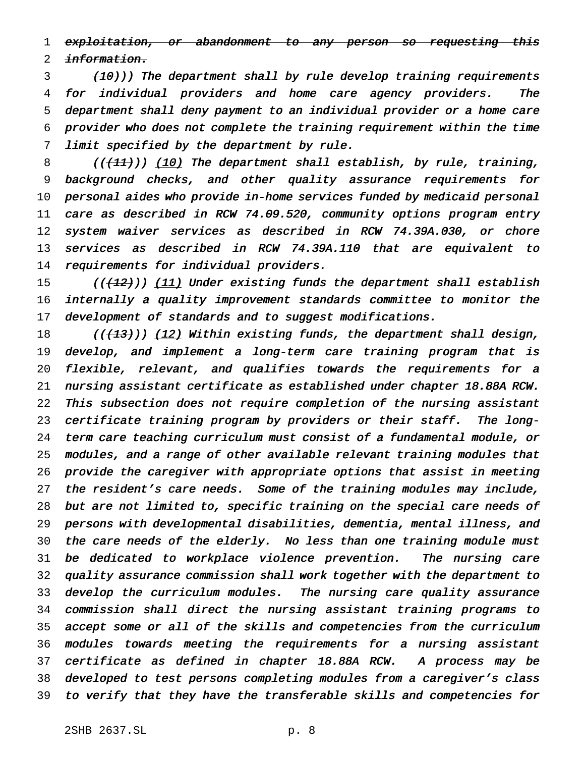~~exploitation, or abandonment to any person so requesting this information.~~

~~(10)~~)) The department shall by rule develop training requirements for individual providers and home care agency providers. The department shall deny payment to an individual provider or a home care provider who does not complete the training requirement within the time limit specified by the department by rule.

((~~(11)~~)) <u>(10)</u> The department shall establish, by rule, training, background checks, and other quality assurance requirements for personal aides who provide in-home services funded by medicaid personal care as described in RCW 74.09.520, community options program entry system waiver services as described in RCW 74.39A.030, or chore services as described in RCW 74.39A.110 that are equivalent to requirements for individual providers.

((~~(12)~~)) <u>(11)</u> Under existing funds the department shall establish internally a quality improvement standards committee to monitor the development of standards and to suggest modifications.

((~~(13)~~)) <u>(12)</u> Within existing funds, the department shall design, develop, and implement a long-term care training program that is flexible, relevant, and qualifies towards the requirements for a nursing assistant certificate as established under chapter 18.88A RCW. This subsection does not require completion of the nursing assistant certificate training program by providers or their staff. The long-term care teaching curriculum must consist of a fundamental module, or modules, and a range of other available relevant training modules that provide the caregiver with appropriate options that assist in meeting the resident's care needs. Some of the training modules may include, but are not limited to, specific training on the special care needs of persons with developmental disabilities, dementia, mental illness, and the care needs of the elderly. No less than one training module must be dedicated to workplace violence prevention. The nursing care quality assurance commission shall work together with the department to develop the curriculum modules. The nursing care quality assurance commission shall direct the nursing assistant training programs to accept some or all of the skills and competencies from the curriculum modules towards meeting the requirements for a nursing assistant certificate as defined in chapter 18.88A RCW. A process may be developed to test persons completing modules from a caregiver's class to verify that they have the transferable skills and competencies for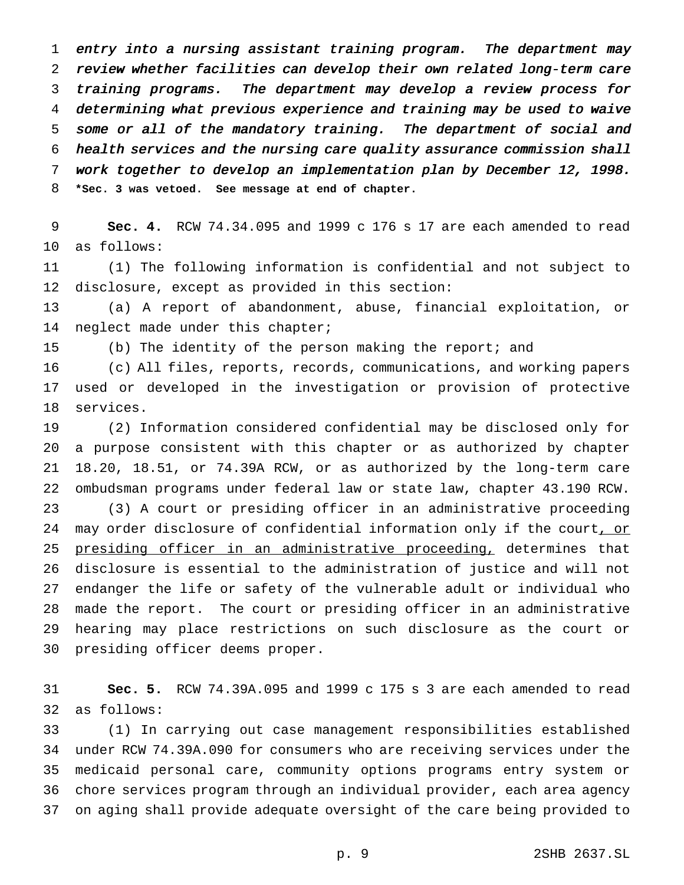*entry into a nursing assistant training program. The department may review whether facilities can develop their own related long-term care training programs. The department may develop a review process for determining what previous experience and training may be used to waive some or all of the mandatory training. The department of social and health services and the nursing care quality assurance commission shall work together to develop an implementation plan by December 12, 1998.*

**\*Sec. 3 was vetoed. See message at end of chapter.**

**Sec. 4.** RCW 74.34.095 and 1999 c 176 s 17 are each amended to read as follows:

(1) The following information is confidential and not subject to disclosure, except as provided in this section:

(a) A report of abandonment, abuse, financial exploitation, or neglect made under this chapter;

(b) The identity of the person making the report; and

(c) All files, reports, records, communications, and working papers used or developed in the investigation or provision of protective services.

(2) Information considered confidential may be disclosed only for a purpose consistent with this chapter or as authorized by chapter 18.20, 18.51, or 74.39A RCW, or as authorized by the long-term care ombudsman programs under federal law or state law, chapter 43.190 RCW.

(3) A court or presiding officer in an administrative proceeding may order disclosure of confidential information only if the court<u>, or presiding officer in an administrative proceeding,</u> determines that disclosure is essential to the administration of justice and will not endanger the life or safety of the vulnerable adult or individual who made the report. The court or presiding officer in an administrative hearing may place restrictions on such disclosure as the court or presiding officer deems proper.

**Sec. 5.** RCW 74.39A.095 and 1999 c 175 s 3 are each amended to read as follows:

(1) In carrying out case management responsibilities established under RCW 74.39A.090 for consumers who are receiving services under the medicaid personal care, community options programs entry system or chore services program through an individual provider, each area agency on aging shall provide adequate oversight of the care being provided to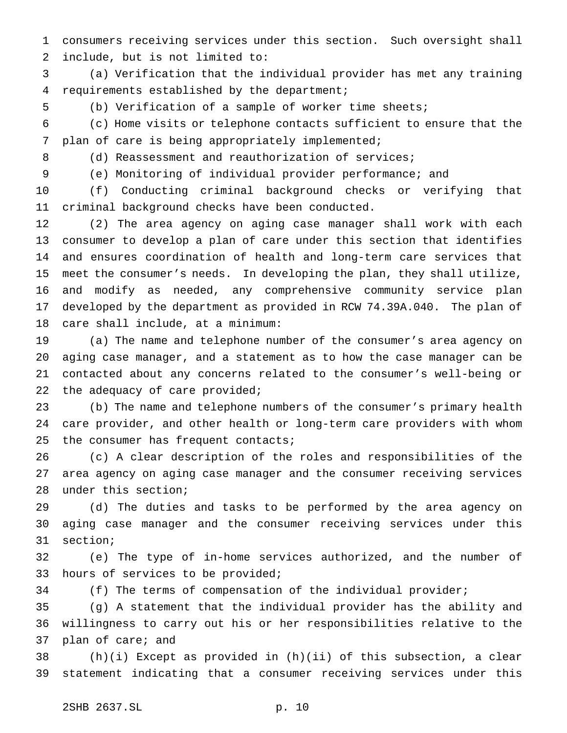consumers receiving services under this section. Such oversight shall include, but is not limited to:

(a) Verification that the individual provider has met any training requirements established by the department;

(b) Verification of a sample of worker time sheets;

(c) Home visits or telephone contacts sufficient to ensure that the plan of care is being appropriately implemented;

(d) Reassessment and reauthorization of services;

(e) Monitoring of individual provider performance; and

(f) Conducting criminal background checks or verifying that criminal background checks have been conducted.

(2) The area agency on aging case manager shall work with each consumer to develop a plan of care under this section that identifies and ensures coordination of health and long-term care services that meet the consumer's needs. In developing the plan, they shall utilize, and modify as needed, any comprehensive community service plan developed by the department as provided in RCW 74.39A.040. The plan of care shall include, at a minimum:

(a) The name and telephone number of the consumer's area agency on aging case manager, and a statement as to how the case manager can be contacted about any concerns related to the consumer's well-being or the adequacy of care provided;

(b) The name and telephone numbers of the consumer's primary health care provider, and other health or long-term care providers with whom the consumer has frequent contacts;

(c) A clear description of the roles and responsibilities of the area agency on aging case manager and the consumer receiving services under this section;

(d) The duties and tasks to be performed by the area agency on aging case manager and the consumer receiving services under this section;

(e) The type of in-home services authorized, and the number of hours of services to be provided;

(f) The terms of compensation of the individual provider;

(g) A statement that the individual provider has the ability and willingness to carry out his or her responsibilities relative to the plan of care; and

(h)(i) Except as provided in (h)(ii) of this subsection, a clear statement indicating that a consumer receiving services under this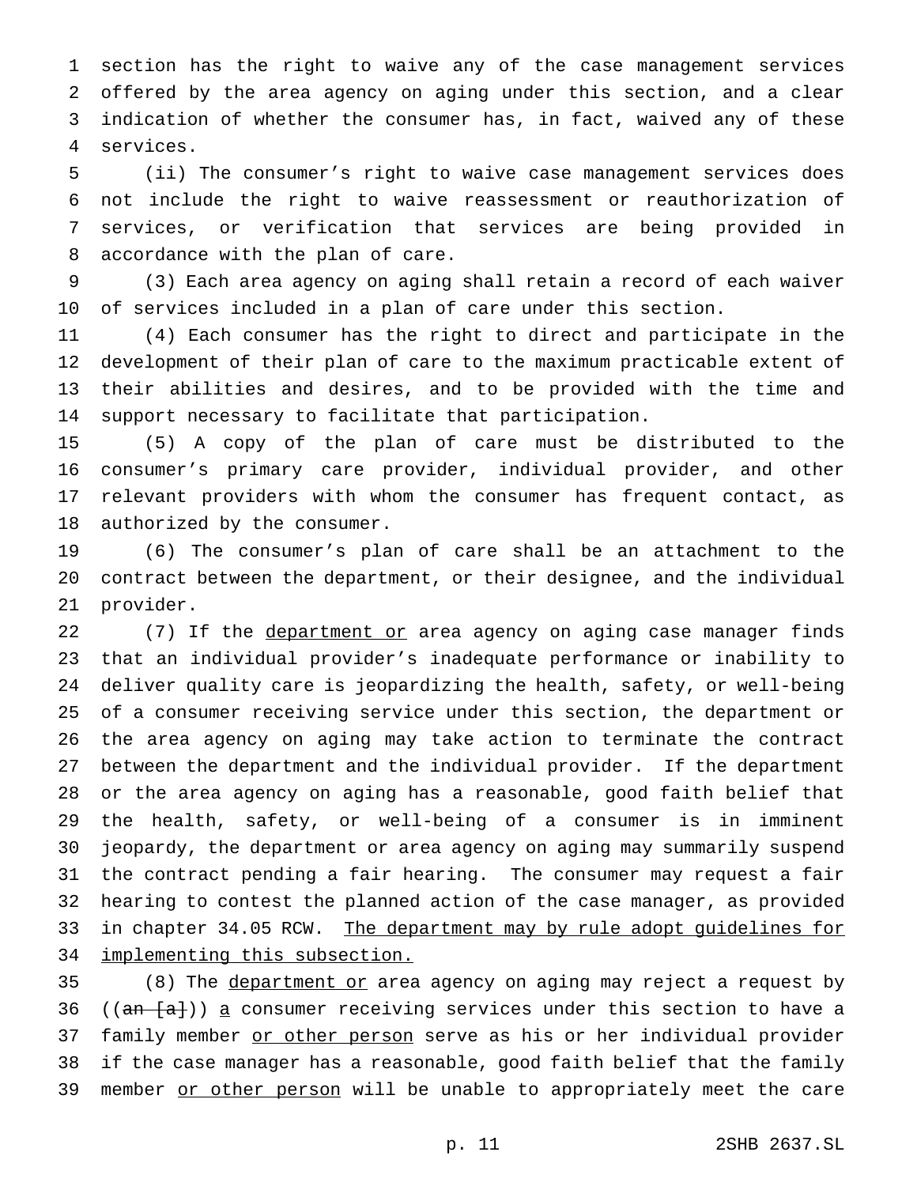section has the right to waive any of the case management services offered by the area agency on aging under this section, and a clear indication of whether the consumer has, in fact, waived any of these services.

(ii) The consumer's right to waive case management services does not include the right to waive reassessment or reauthorization of services, or verification that services are being provided in accordance with the plan of care.

(3) Each area agency on aging shall retain a record of each waiver of services included in a plan of care under this section.

(4) Each consumer has the right to direct and participate in the development of their plan of care to the maximum practicable extent of their abilities and desires, and to be provided with the time and support necessary to facilitate that participation.

(5) A copy of the plan of care must be distributed to the consumer's primary care provider, individual provider, and other relevant providers with whom the consumer has frequent contact, as authorized by the consumer.

(6) The consumer's plan of care shall be an attachment to the contract between the department, or their designee, and the individual provider.

(7) If the <u>department or</u> area agency on aging case manager finds that an individual provider's inadequate performance or inability to deliver quality care is jeopardizing the health, safety, or well-being of a consumer receiving service under this section, the department or the area agency on aging may take action to terminate the contract between the department and the individual provider. If the department or the area agency on aging has a reasonable, good faith belief that the health, safety, or well-being of a consumer is in imminent jeopardy, the department or area agency on aging may summarily suspend the contract pending a fair hearing. The consumer may request a fair hearing to contest the planned action of the case manager, as provided in chapter 34.05 RCW. <u>The department may by rule adopt guidelines for implementing this subsection.</u>

(8) The <u>department or</u> area agency on aging may reject a request by ((~~an [a]~~)) <u>a</u> consumer receiving services under this section to have a family member <u>or other person</u> serve as his or her individual provider if the case manager has a reasonable, good faith belief that the family member <u>or other person</u> will be unable to appropriately meet the care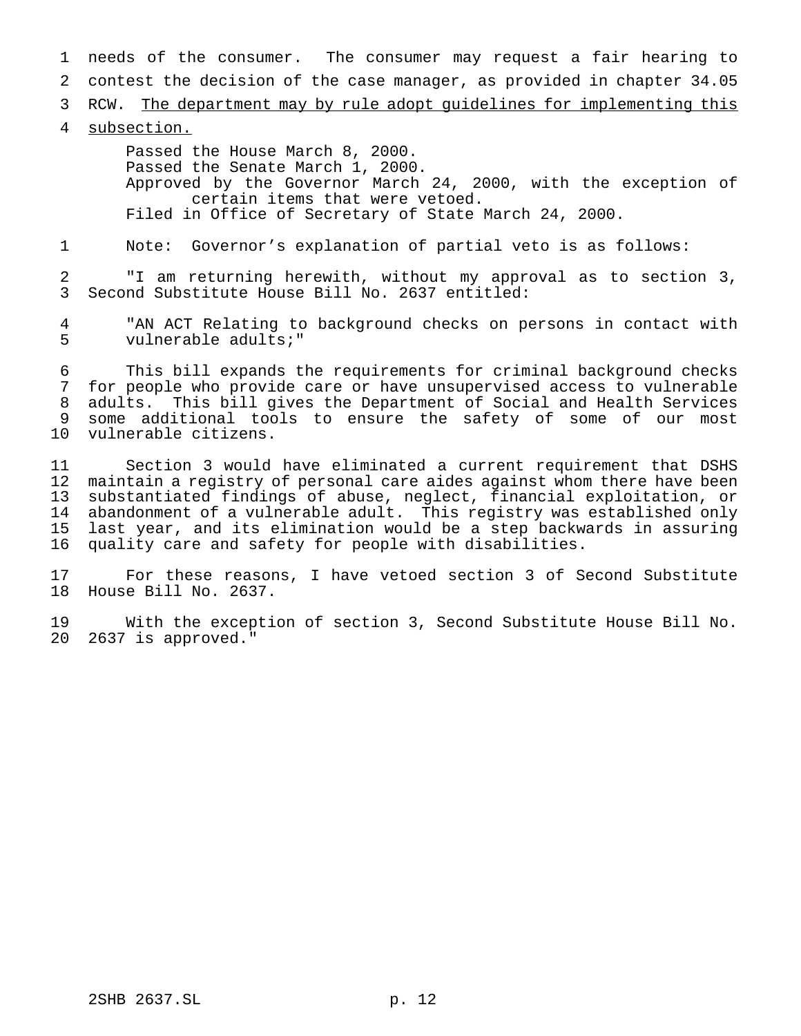needs of the consumer. The consumer may request a fair hearing to contest the decision of the case manager, as provided in chapter 34.05 RCW. <u>The department may by rule adopt guidelines for implementing this subsection.</u>

Passed the House March 8, 2000.
Passed the Senate March 1, 2000.
Approved by the Governor March 24, 2000, with the exception of certain items that were vetoed.
Filed in Office of Secretary of State March 24, 2000.

Note: Governor's explanation of partial veto is as follows:

"I am returning herewith, without my approval as to section 3, Second Substitute House Bill No. 2637 entitled:

"AN ACT Relating to background checks on persons in contact with vulnerable adults;"

This bill expands the requirements for criminal background checks for people who provide care or have unsupervised access to vulnerable adults. This bill gives the Department of Social and Health Services some additional tools to ensure the safety of some of our most vulnerable citizens.

Section 3 would have eliminated a current requirement that DSHS maintain a registry of personal care aides against whom there have been substantiated findings of abuse, neglect, financial exploitation, or abandonment of a vulnerable adult. This registry was established only last year, and its elimination would be a step backwards in assuring quality care and safety for people with disabilities.

For these reasons, I have vetoed section 3 of Second Substitute House Bill No. 2637.

With the exception of section 3, Second Substitute House Bill No. 2637 is approved."